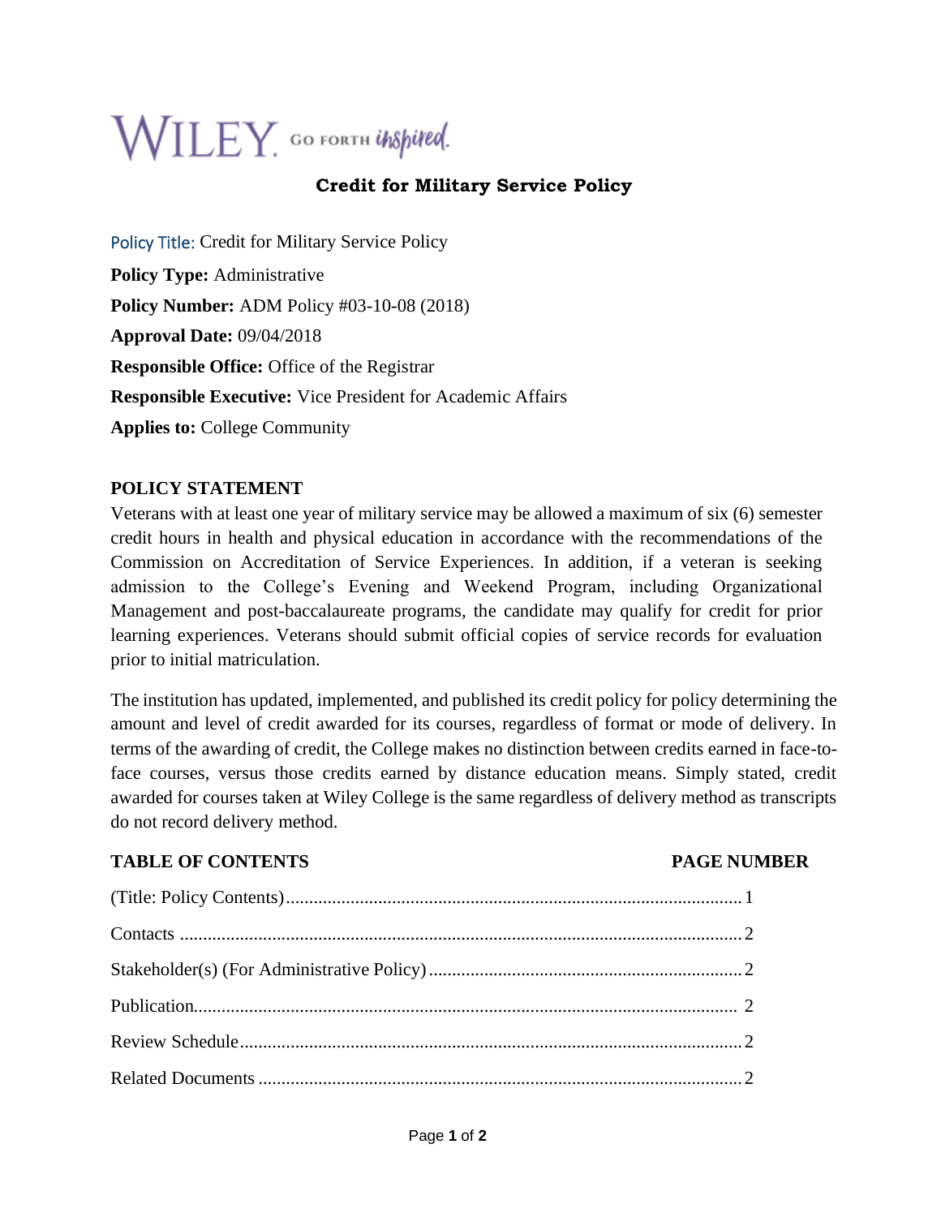WILEY. GO FORTH inspired.

# Credit for Military Service Policy

Policy Title: Credit for Military Service Policy

**Policy Type:** Administrative

**Policy Number:** ADM Policy #03-10-08 (2018)

**Approval Date:** 09/04/2018

**Responsible Office:** Office of the Registrar

**Responsible Executive:** Vice President for Academic Affairs

**Applies to:** College Community

## POLICY STATEMENT

Veterans with at least one year of military service may be allowed a maximum of six (6) semester credit hours in health and physical education in accordance with the recommendations of the Commission on Accreditation of Service Experiences. In addition, if a veteran is seeking admission to the College's Evening and Weekend Program, including Organizational Management and post-baccalaureate programs, the candidate may qualify for credit for prior learning experiences. Veterans should submit official copies of service records for evaluation prior to initial matriculation.

The institution has updated, implemented, and published its credit policy for policy determining the amount and level of credit awarded for its courses, regardless of format or mode of delivery. In terms of the awarding of credit, the College makes no distinction between credits earned in face-to-face courses, versus those credits earned by distance education means. Simply stated, credit awarded for courses taken at Wiley College is the same regardless of delivery method as transcripts do not record delivery method.

## TABLE OF CONTENTS

| TABLE OF CONTENTS | PAGE NUMBER |
|---|---|
| (Title: Policy Contents) | 1 |
| Contacts | 2 |
| Stakeholder(s) (For Administrative Policy) | 2 |
| Publication | 2 |
| Review Schedule | 2 |
| Related Documents | 2 |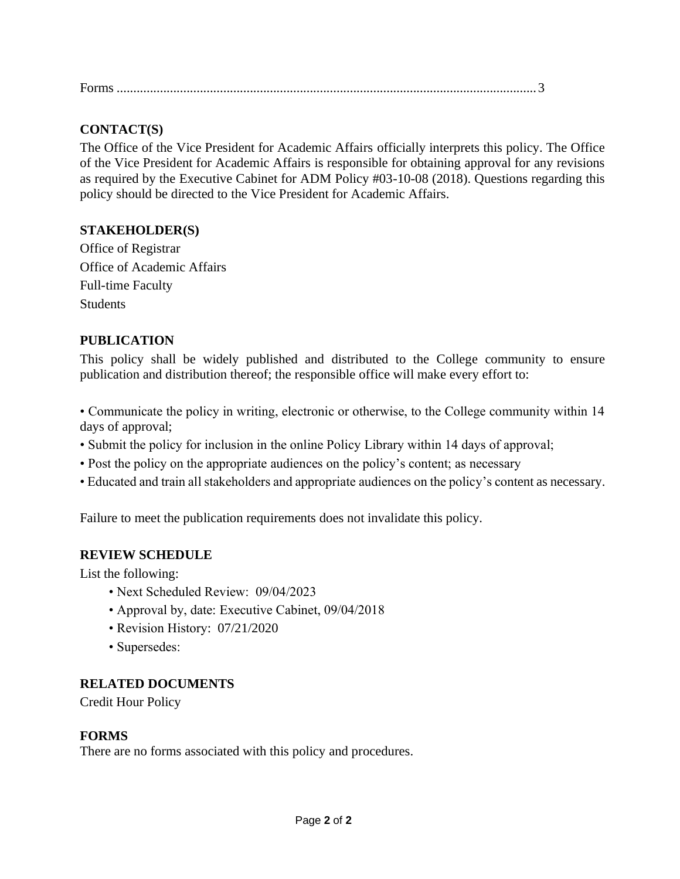Forms ........................................................................................................................ 3

**CONTACT(S)**

The Office of the Vice President for Academic Affairs officially interprets this policy. The Office of the Vice President for Academic Affairs is responsible for obtaining approval for any revisions as required by the Executive Cabinet for ADM Policy #03-10-08 (2018). Questions regarding this policy should be directed to the Vice President for Academic Affairs.

**STAKEHOLDER(S)**

Office of Registrar
Office of Academic Affairs
Full-time Faculty
Students

**PUBLICATION**

This policy shall be widely published and distributed to the College community to ensure publication and distribution thereof; the responsible office will make every effort to:

• Communicate the policy in writing, electronic or otherwise, to the College community within 14 days of approval;
• Submit the policy for inclusion in the online Policy Library within 14 days of approval;
• Post the policy on the appropriate audiences on the policy's content; as necessary
• Educated and train all stakeholders and appropriate audiences on the policy's content as necessary.

Failure to meet the publication requirements does not invalidate this policy.

**REVIEW SCHEDULE**

List the following:

- Next Scheduled Review: 09/04/2023
- Approval by, date: Executive Cabinet, 09/04/2018
- Revision History: 07/21/2020
- Supersedes:

**RELATED DOCUMENTS**

Credit Hour Policy

**FORMS**

There are no forms associated with this policy and procedures.